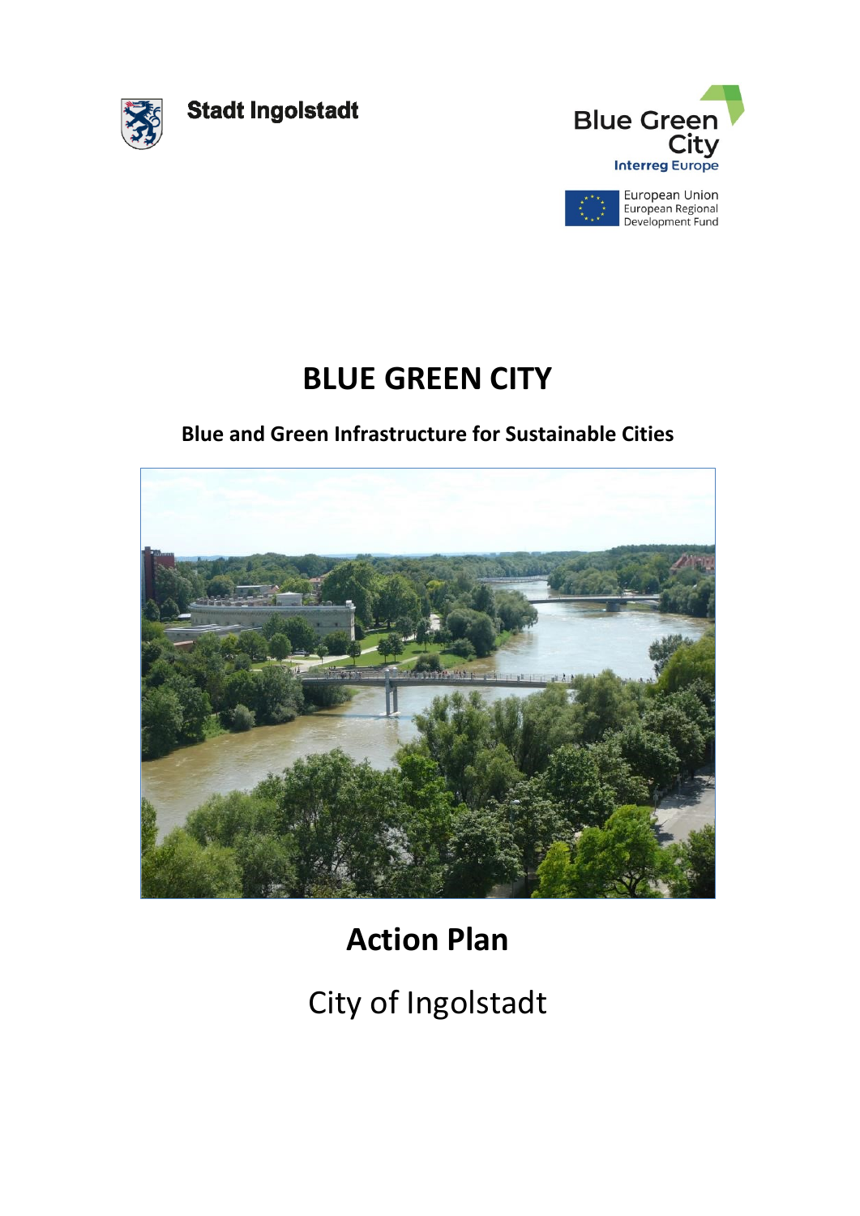Stadt Ingolstadt

Blue Green City
Interreg Europe

European Union
European Regional
Development Fund

# BLUE GREEN CITY

### Blue and Green Infrastructure for Sustainable Cities

# Action Plan

## City of Ingolstadt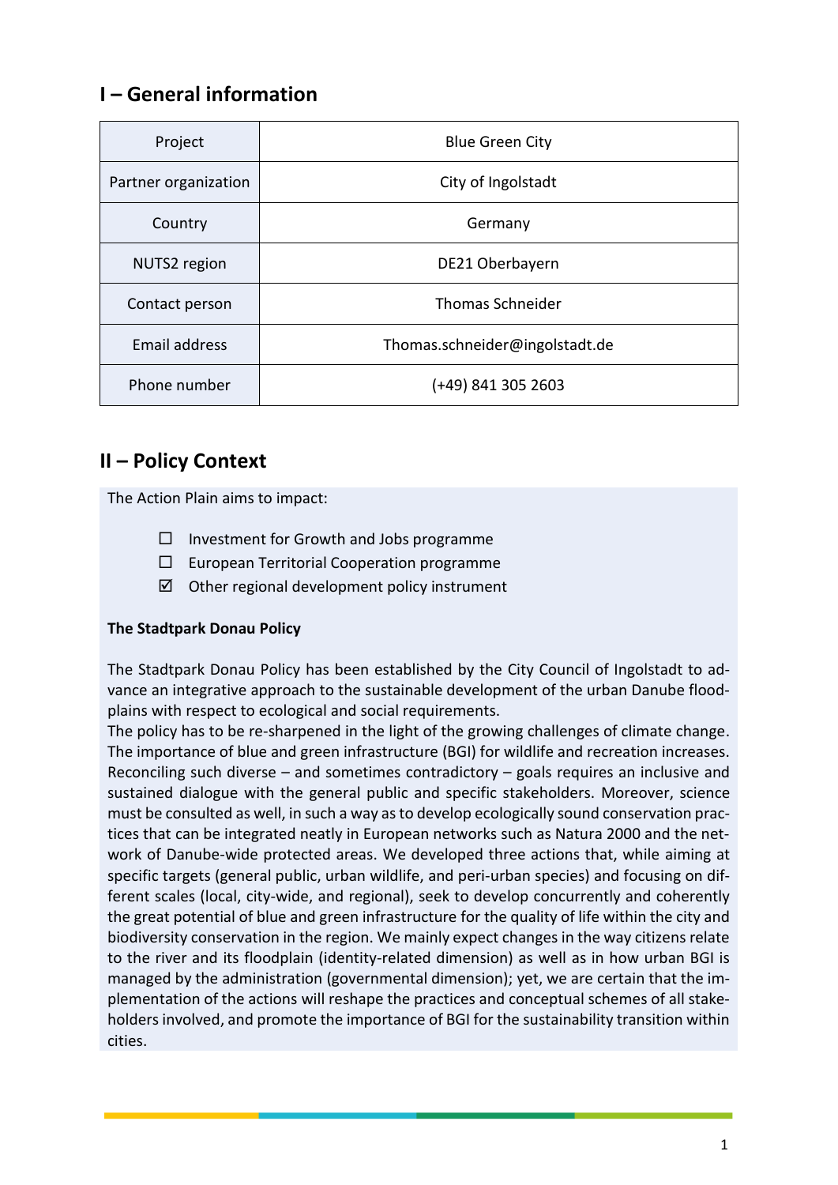## I – General information

| Project | Blue Green City |
|---|---|
| Partner organization | City of Ingolstadt |
| Country | Germany |
| NUTS2 region | DE21 Oberbayern |
| Contact person | Thomas Schneider |
| Email address | Thomas.schneider@ingolstadt.de |
| Phone number | (+49) 841 305 2603 |

## II – Policy Context

The Action Plain aims to impact:

- ☐ Investment for Growth and Jobs programme
- ☐ European Territorial Cooperation programme
- ☑ Other regional development policy instrument

**The Stadtpark Donau Policy**

The Stadtpark Donau Policy has been established by the City Council of Ingolstadt to advance an integrative approach to the sustainable development of the urban Danube floodplains with respect to ecological and social requirements.

The policy has to be re-sharpened in the light of the growing challenges of climate change. The importance of blue and green infrastructure (BGI) for wildlife and recreation increases. Reconciling such diverse – and sometimes contradictory – goals requires an inclusive and sustained dialogue with the general public and specific stakeholders. Moreover, science must be consulted as well, in such a way as to develop ecologically sound conservation practices that can be integrated neatly in European networks such as Natura 2000 and the network of Danube-wide protected areas. We developed three actions that, while aiming at specific targets (general public, urban wildlife, and peri-urban species) and focusing on different scales (local, city-wide, and regional), seek to develop concurrently and coherently the great potential of blue and green infrastructure for the quality of life within the city and biodiversity conservation in the region. We mainly expect changes in the way citizens relate to the river and its floodplain (identity-related dimension) as well as in how urban BGI is managed by the administration (governmental dimension); yet, we are certain that the implementation of the actions will reshape the practices and conceptual schemes of all stakeholders involved, and promote the importance of BGI for the sustainability transition within cities.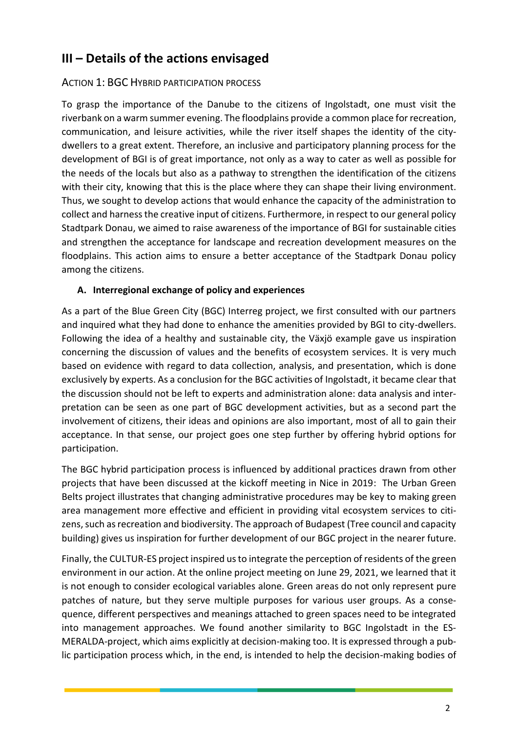# III – Details of the actions envisaged

## Action 1: BGC Hybrid participation process

To grasp the importance of the Danube to the citizens of Ingolstadt, one must visit the riverbank on a warm summer evening. The floodplains provide a common place for recreation, communication, and leisure activities, while the river itself shapes the identity of the city-dwellers to a great extent. Therefore, an inclusive and participatory planning process for the development of BGI is of great importance, not only as a way to cater as well as possible for the needs of the locals but also as a pathway to strengthen the identification of the citizens with their city, knowing that this is the place where they can shape their living environment. Thus, we sought to develop actions that would enhance the capacity of the administration to collect and harness the creative input of citizens. Furthermore, in respect to our general policy Stadtpark Donau, we aimed to raise awareness of the importance of BGI for sustainable cities and strengthen the acceptance for landscape and recreation development measures on the floodplains. This action aims to ensure a better acceptance of the Stadtpark Donau policy among the citizens.

### A. Interregional exchange of policy and experiences

As a part of the Blue Green City (BGC) Interreg project, we first consulted with our partners and inquired what they had done to enhance the amenities provided by BGI to city-dwellers. Following the idea of a healthy and sustainable city, the Växjö example gave us inspiration concerning the discussion of values and the benefits of ecosystem services. It is very much based on evidence with regard to data collection, analysis, and presentation, which is done exclusively by experts. As a conclusion for the BGC activities of Ingolstadt, it became clear that the discussion should not be left to experts and administration alone: data analysis and interpretation can be seen as one part of BGC development activities, but as a second part the involvement of citizens, their ideas and opinions are also important, most of all to gain their acceptance. In that sense, our project goes one step further by offering hybrid options for participation.

The BGC hybrid participation process is influenced by additional practices drawn from other projects that have been discussed at the kickoff meeting in Nice in 2019: The Urban Green Belts project illustrates that changing administrative procedures may be key to making green area management more effective and efficient in providing vital ecosystem services to citizens, such as recreation and biodiversity. The approach of Budapest (Tree council and capacity building) gives us inspiration for further development of our BGC project in the nearer future.

Finally, the CULTUR-ES project inspired us to integrate the perception of residents of the green environment in our action. At the online project meeting on June 29, 2021, we learned that it is not enough to consider ecological variables alone. Green areas do not only represent pure patches of nature, but they serve multiple purposes for various user groups. As a consequence, different perspectives and meanings attached to green spaces need to be integrated into management approaches. We found another similarity to BGC Ingolstadt in the ESMERALDA-project, which aims explicitly at decision-making too. It is expressed through a public participation process which, in the end, is intended to help the decision-making bodies of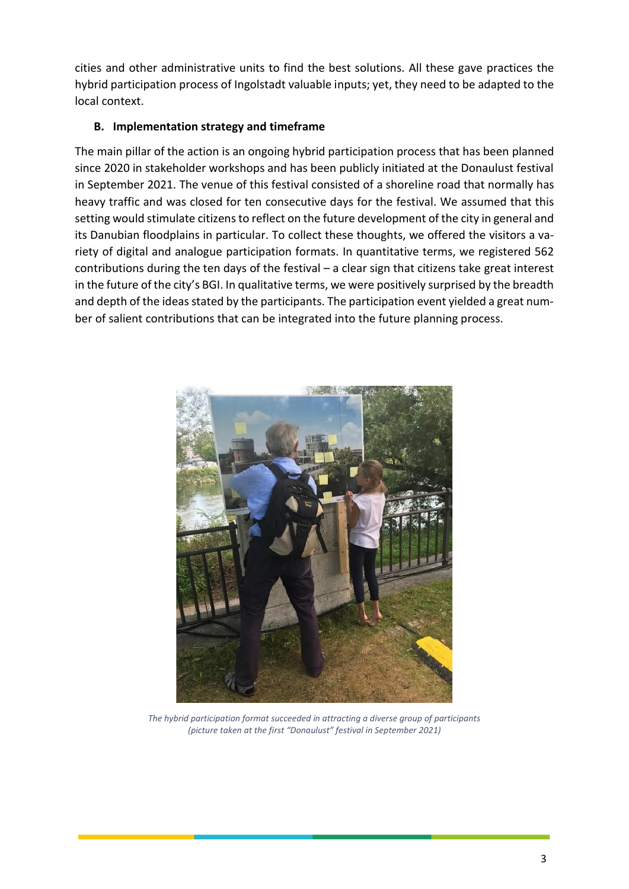cities and other administrative units to find the best solutions. All these gave practices the hybrid participation process of Ingolstadt valuable inputs; yet, they need to be adapted to the local context.

**B. Implementation strategy and timeframe**

The main pillar of the action is an ongoing hybrid participation process that has been planned since 2020 in stakeholder workshops and has been publicly initiated at the Donaulust festival in September 2021. The venue of this festival consisted of a shoreline road that normally has heavy traffic and was closed for ten consecutive days for the festival. We assumed that this setting would stimulate citizens to reflect on the future development of the city in general and its Danubian floodplains in particular. To collect these thoughts, we offered the visitors a variety of digital and analogue participation formats. In quantitative terms, we registered 562 contributions during the ten days of the festival – a clear sign that citizens take great interest in the future of the city's BGI. In qualitative terms, we were positively surprised by the breadth and depth of the ideas stated by the participants. The participation event yielded a great number of salient contributions that can be integrated into the future planning process.

*The hybrid participation format succeeded in attracting a diverse group of participants (picture taken at the first "Donaulust" festival in September 2021)*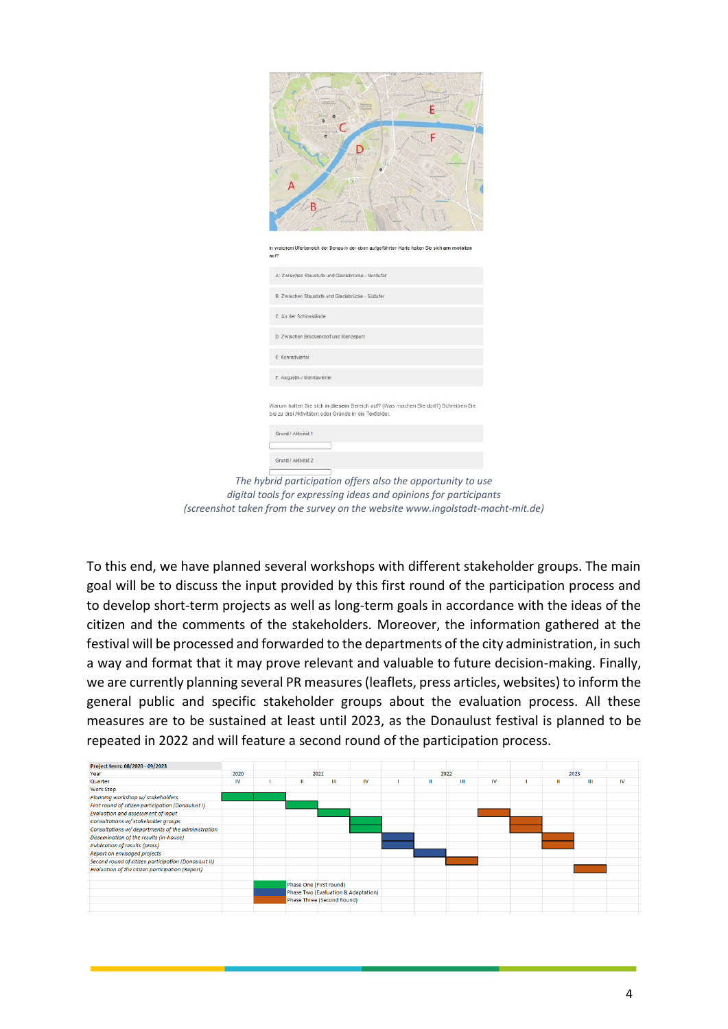In welchem Uferbereich der Donau in der oben aufgeführten Karte halten Sie sich am meisten auf?

- A: Zwischen Staustufe und Glacisbrücke - Nordufer
- B: Zwischen Staustufe und Glacisbrücke - Südufer
- C: An der Schlosslände
- D: Zwischen Brückenkopf und Klenzepark
- E: Konradviertel
- F: Augustin-/ Monikaviertel

Warum halten Sie sich in diesem Bereich auf? (Was machen Sie dort?) Schreiben Sie bis zu drei Aktivitäten oder Gründe in die Textfelder.

Grund / Aktivität 1

Grund / Aktivität 2

*The hybrid participation offers also the opportunity to use digital tools for expressing ideas and opinions for participants (screenshot taken from the survey on the website www.ingolstadt-macht-mit.de)*

To this end, we have planned several workshops with different stakeholder groups. The main goal will be to discuss the input provided by this first round of the participation process and to develop short-term projects as well as long-term goals in accordance with the ideas of the citizen and the comments of the stakeholders. Moreover, the information gathered at the festival will be processed and forwarded to the departments of the city administration, in such a way and format that it may prove relevant and valuable to future decision-making. Finally, we are currently planning several PR measures (leaflets, press articles, websites) to inform the general public and specific stakeholder groups about the evaluation process. All these measures are to be sustained at least until 2023, as the Donaulust festival is planned to be repeated in 2022 and will feature a second round of the participation process.

| Project term: 08/2020 - 09/2023 | 2020 | 2021 | | | | 2022 | | | | 2023 | | | |
|---|---|---|---|---|---|---|---|---|---|---|---|---|---|
| Quarter | IV | I | II | III | IV | I | II | III | IV | I | II | III | IV |
| *Work Step* | | | | | | | | | | | | | |
| *Planning workshop w/ stakeholders* | Phase One | Phase One | | | | | | | | | | | |
| *First round of citizen participation (Donaulust I)* | | | Phase One | | | | | | | | | | |
| *Evaluation and assessment of input* | | | | Phase One | | | | | Phase Three | | | | |
| *Consultations w/ stakeholder groups* | | | | | Phase One | | | | | Phase Three | | | |
| *Consultations w/ departments of the administration* | | | | | Phase One | | | | | Phase Three | | | |
| *Dissemination of the results (in-house)* | | | | | | Phase Two | | | | | Phase Three | | |
| *Publication of results (press)* | | | | | | Phase Two | | | | | Phase Three | | |
| *Report on envisaged projects* | | | | | | | Phase Two | | | | | | |
| *Second round of citizen participation (Donaulust II)* | | | | | | | | Phase Three | | | | | |
| *Evaluation of the citizen participation (Report)* | | | | | | | | | | | | Phase Three | |

Legend:
- Phase One (First round)
- Phase Two (Evaluation & Adaptation)
- Phase Three (Second Round)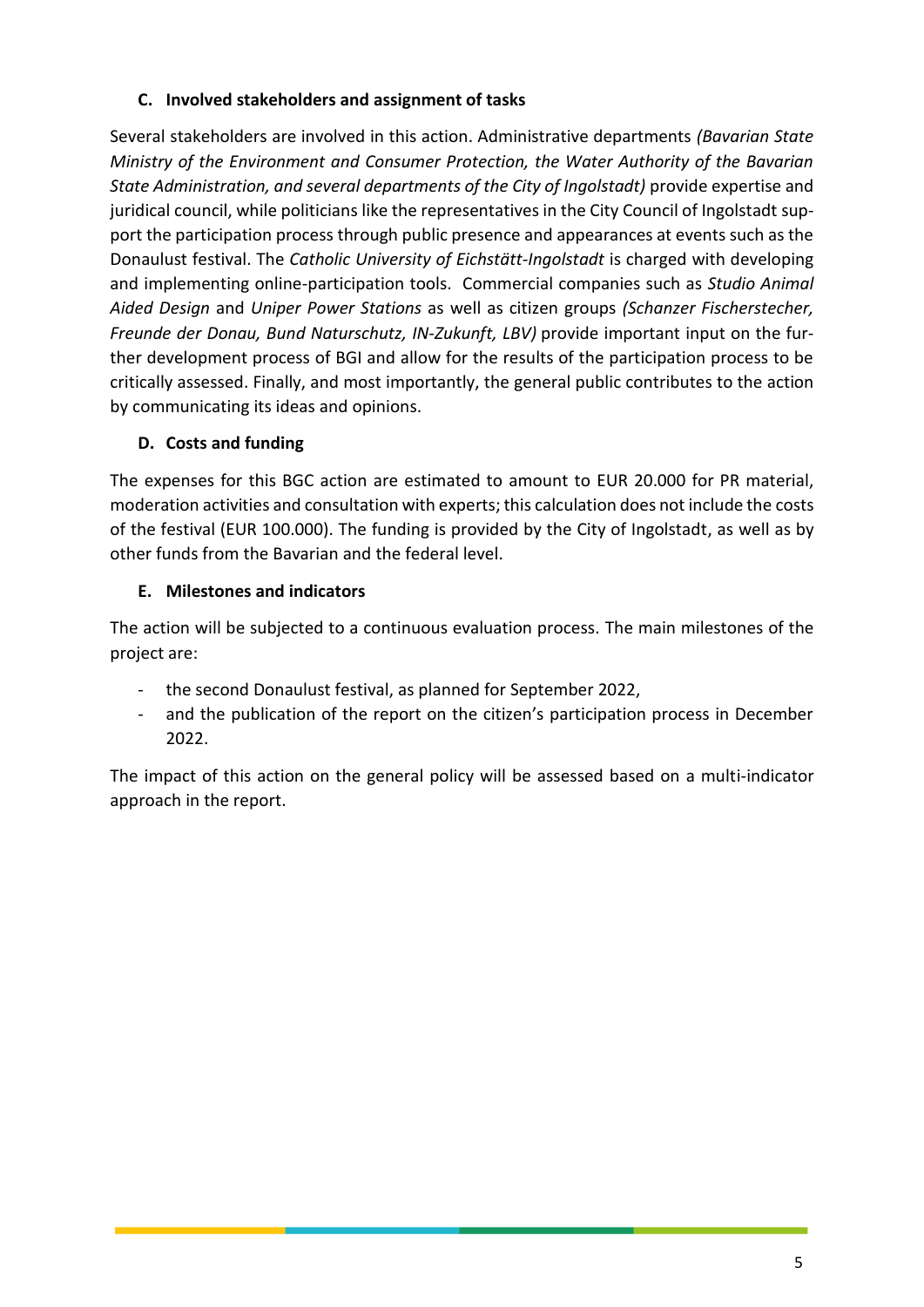### C. Involved stakeholders and assignment of tasks

Several stakeholders are involved in this action. Administrative departments *(Bavarian State Ministry of the Environment and Consumer Protection, the Water Authority of the Bavarian State Administration, and several departments of the City of Ingolstadt)* provide expertise and juridical council, while politicians like the representatives in the City Council of Ingolstadt support the participation process through public presence and appearances at events such as the Donaulust festival. The *Catholic University of Eichstätt-Ingolstadt* is charged with developing and implementing online-participation tools. Commercial companies such as *Studio Animal Aided Design* and *Uniper Power Stations* as well as citizen groups *(Schanzer Fischerstecher, Freunde der Donau, Bund Naturschutz, IN-Zukunft, LBV)* provide important input on the further development process of BGI and allow for the results of the participation process to be critically assessed. Finally, and most importantly, the general public contributes to the action by communicating its ideas and opinions.

### D. Costs and funding

The expenses for this BGC action are estimated to amount to EUR 20.000 for PR material, moderation activities and consultation with experts; this calculation does not include the costs of the festival (EUR 100.000). The funding is provided by the City of Ingolstadt, as well as by other funds from the Bavarian and the federal level.

### E. Milestones and indicators

The action will be subjected to a continuous evaluation process. The main milestones of the project are:

- the second Donaulust festival, as planned for September 2022,
- and the publication of the report on the citizen's participation process in December 2022.

The impact of this action on the general policy will be assessed based on a multi-indicator approach in the report.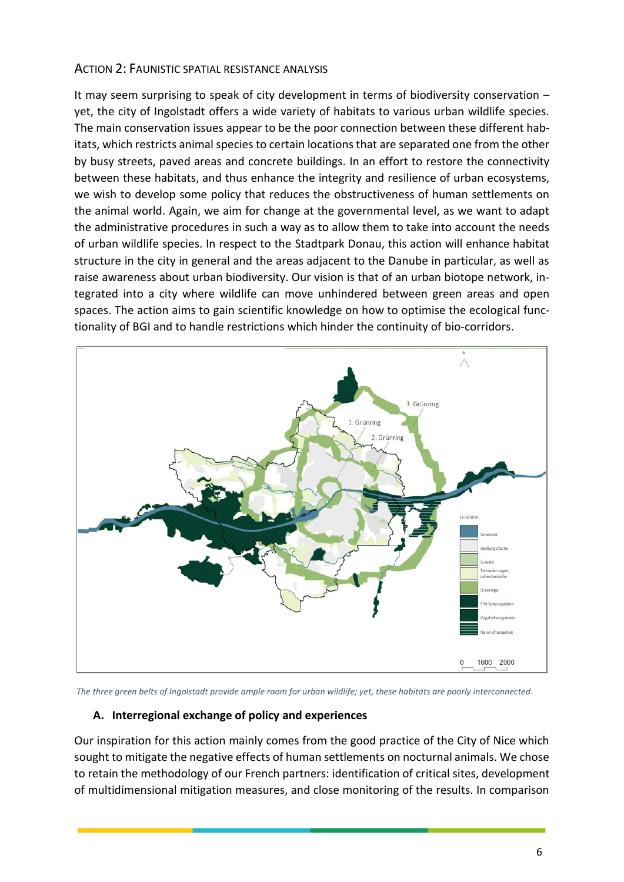## ACTION 2: FAUNISTIC SPATIAL RESISTANCE ANALYSIS

It may seem surprising to speak of city development in terms of biodiversity conservation – yet, the city of Ingolstadt offers a wide variety of habitats to various urban wildlife species. The main conservation issues appear to be the poor connection between these different habitats, which restricts animal species to certain locations that are separated one from the other by busy streets, paved areas and concrete buildings. In an effort to restore the connectivity between these habitats, and thus enhance the integrity and resilience of urban ecosystems, we wish to develop some policy that reduces the obstructiveness of human settlements on the animal world. Again, we aim for change at the governmental level, as we want to adapt the administrative procedures in such a way as to allow them to take into account the needs of urban wildlife species. In respect to the Stadtpark Donau, this action will enhance habitat structure in the city in general and the areas adjacent to the Danube in particular, as well as raise awareness about urban biodiversity. Our vision is that of an urban biotope network, integrated into a city where wildlife can move unhindered between green areas and open spaces. The action aims to gain scientific knowledge on how to optimise the ecological functionality of BGI and to handle restrictions which hinder the continuity of bio-corridors.

*The three green belts of Ingolstadt provide ample room for urban wildlife; yet, these habitats are poorly interconnected.*

### A. Interregional exchange of policy and experiences

Our inspiration for this action mainly comes from the good practice of the City of Nice which sought to mitigate the negative effects of human settlements on nocturnal animals. We chose to retain the methodology of our French partners: identification of critical sites, development of multidimensional mitigation measures, and close monitoring of the results. In comparison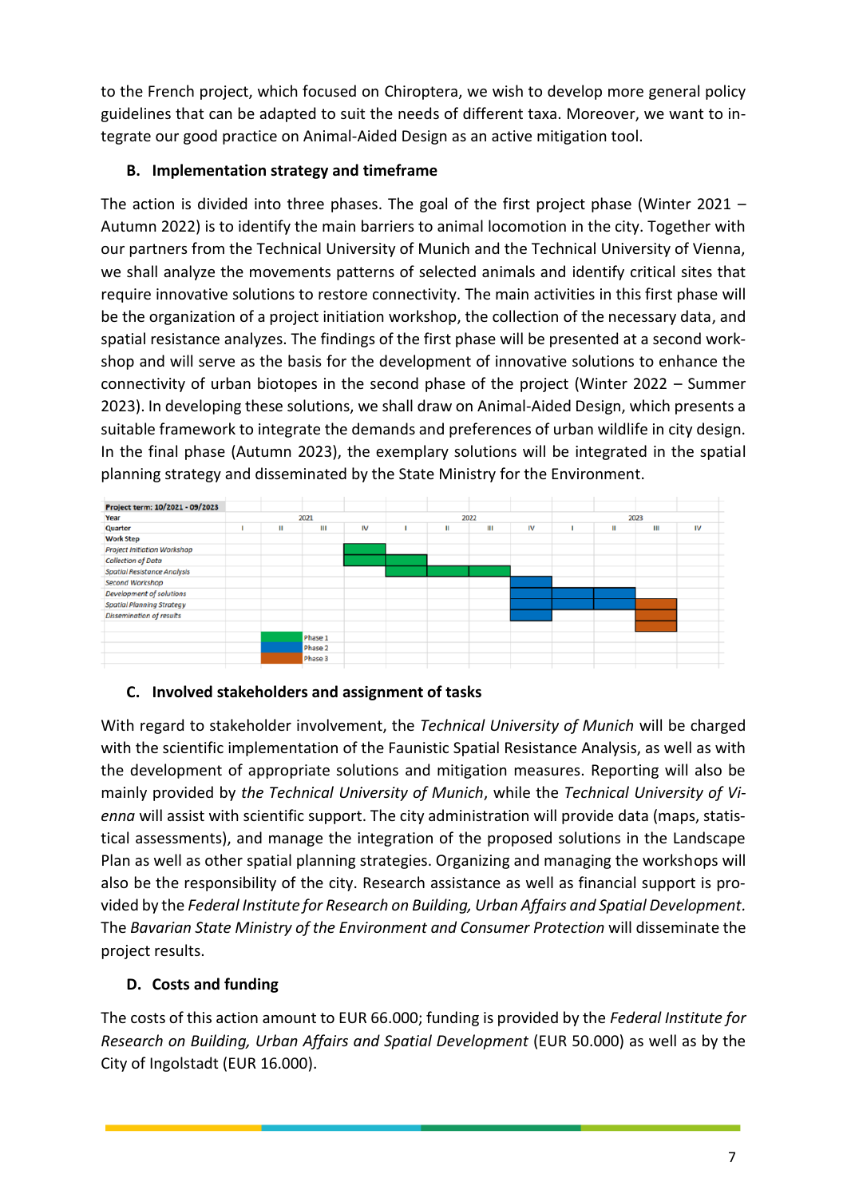to the French project, which focused on Chiroptera, we wish to develop more general policy guidelines that can be adapted to suit the needs of different taxa. Moreover, we want to integrate our good practice on Animal-Aided Design as an active mitigation tool.

### B. Implementation strategy and timeframe

The action is divided into three phases. The goal of the first project phase (Winter 2021 – Autumn 2022) is to identify the main barriers to animal locomotion in the city. Together with our partners from the Technical University of Munich and the Technical University of Vienna, we shall analyze the movements patterns of selected animals and identify critical sites that require innovative solutions to restore connectivity. The main activities in this first phase will be the organization of a project initiation workshop, the collection of the necessary data, and spatial resistance analyzes. The findings of the first phase will be presented at a second workshop and will serve as the basis for the development of innovative solutions to enhance the connectivity of urban biotopes in the second phase of the project (Winter 2022 – Summer 2023). In developing these solutions, we shall draw on Animal-Aided Design, which presents a suitable framework to integrate the demands and preferences of urban wildlife in city design. In the final phase (Autumn 2023), the exemplary solutions will be integrated in the spatial planning strategy and disseminated by the State Ministry for the Environment.

| Project term: 10/2021 - 09/2023 | | | | | | | | | | | | |
|---|---|---|---|---|---|---|---|---|---|---|---|---|
| Year | 2021 | | | | 2022 | | | | 2023 | | | |
| Quarter | I | II | III | IV | I | II | III | IV | I | II | III | IV |
| **Work Step** | | | | | | | | | | | | |
| *Project Initiation Workshop* | | | | Phase 1 | | | | | | | | |
| *Collection of Data* | | | | Phase 1 | Phase 1 | | | | | | | |
| *Spatial Resistance Analysis* | | | | | Phase 1 | Phase 1 | Phase 1 | | | | | |
| *Second Workshop* | | | | | | | | Phase 2 | | | | |
| *Development of solutions* | | | | | | | | Phase 2 | Phase 2 | Phase 2 | | |
| *Spatial Planning Strategy* | | | | | | | | Phase 2 | | | Phase 3 | |
| *Dissemination of results* | | | | | | | | Phase 2 | | | Phase 3 | |

Legend: Phase 1 (green), Phase 2 (blue), Phase 3 (orange)

### C. Involved stakeholders and assignment of tasks

With regard to stakeholder involvement, the *Technical University of Munich* will be charged with the scientific implementation of the Faunistic Spatial Resistance Analysis, as well as with the development of appropriate solutions and mitigation measures. Reporting will also be mainly provided by *the Technical University of Munich*, while the *Technical University of Vienna* will assist with scientific support. The city administration will provide data (maps, statistical assessments), and manage the integration of the proposed solutions in the Landscape Plan as well as other spatial planning strategies. Organizing and managing the workshops will also be the responsibility of the city. Research assistance as well as financial support is provided by the *Federal Institute for Research on Building, Urban Affairs and Spatial Development.* The *Bavarian State Ministry of the Environment and Consumer Protection* will disseminate the project results.

### D. Costs and funding

The costs of this action amount to EUR 66.000; funding is provided by the *Federal Institute for Research on Building, Urban Affairs and Spatial Development* (EUR 50.000) as well as by the City of Ingolstadt (EUR 16.000).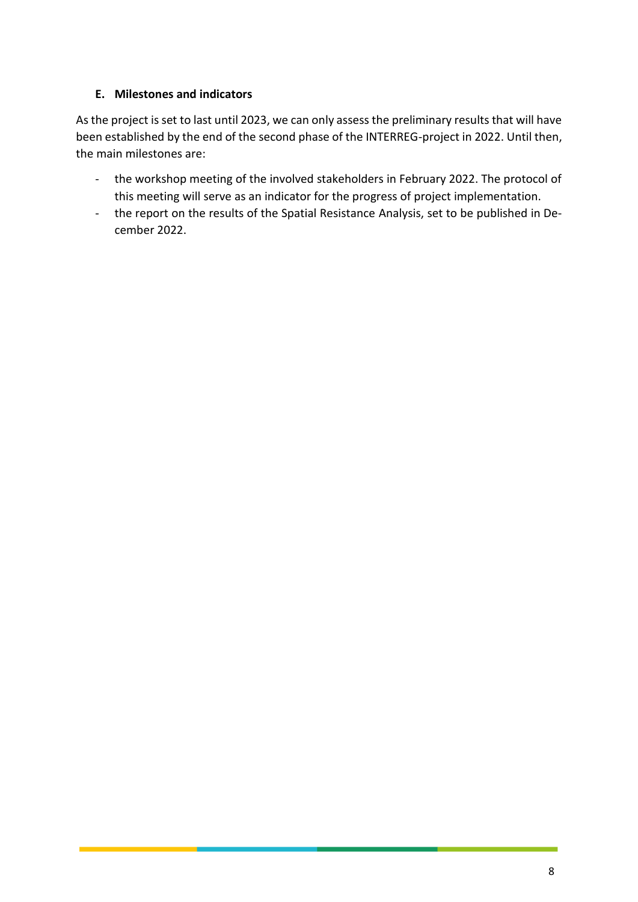### E. Milestones and indicators

As the project is set to last until 2023, we can only assess the preliminary results that will have been established by the end of the second phase of the INTERREG-project in 2022. Until then, the main milestones are:

- the workshop meeting of the involved stakeholders in February 2022. The protocol of this meeting will serve as an indicator for the progress of project implementation.
- the report on the results of the Spatial Resistance Analysis, set to be published in December 2022.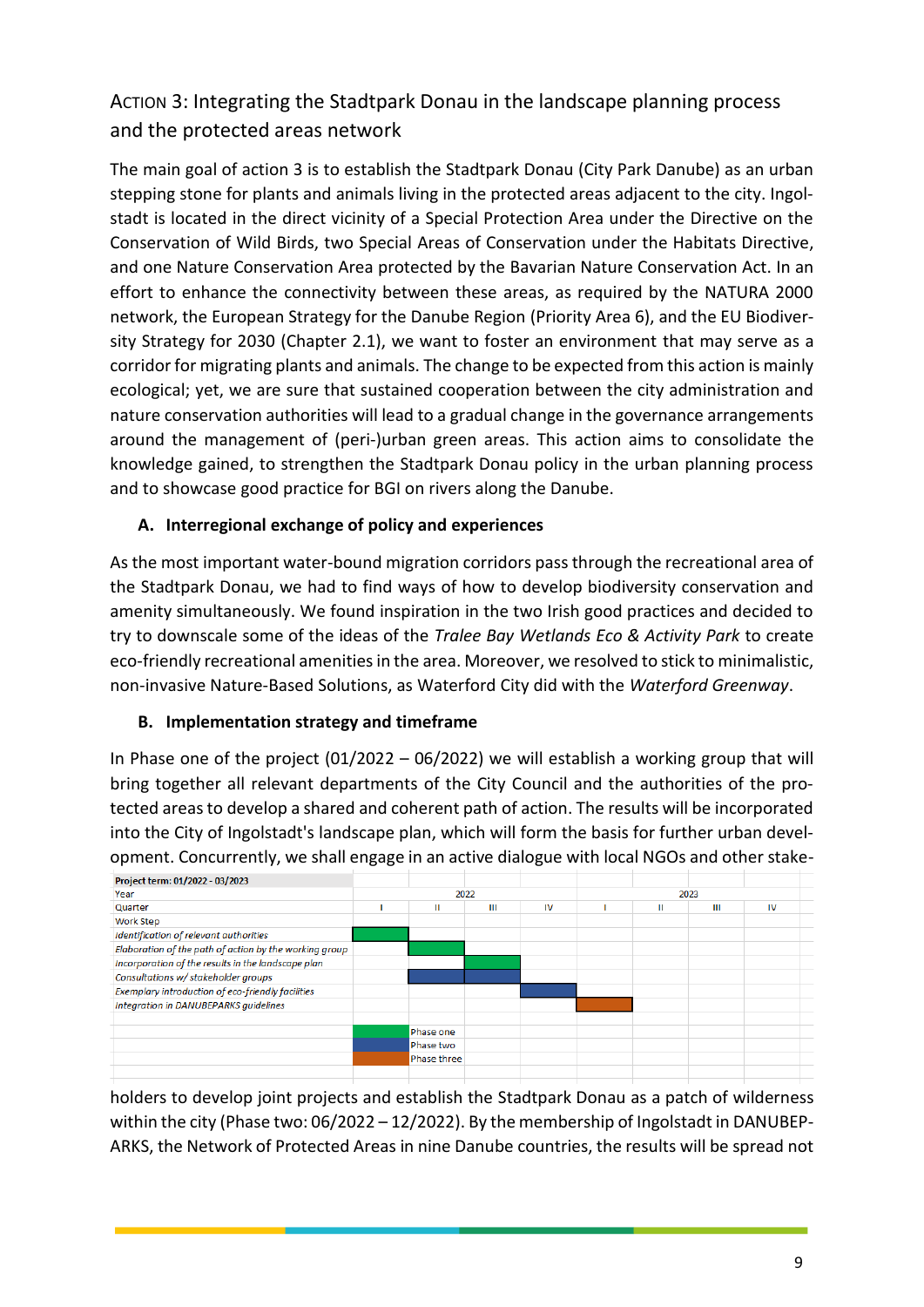## ACTION 3: Integrating the Stadtpark Donau in the landscape planning process and the protected areas network

The main goal of action 3 is to establish the Stadtpark Donau (City Park Danube) as an urban stepping stone for plants and animals living in the protected areas adjacent to the city. Ingolstadt is located in the direct vicinity of a Special Protection Area under the Directive on the Conservation of Wild Birds, two Special Areas of Conservation under the Habitats Directive, and one Nature Conservation Area protected by the Bavarian Nature Conservation Act. In an effort to enhance the connectivity between these areas, as required by the NATURA 2000 network, the European Strategy for the Danube Region (Priority Area 6), and the EU Biodiversity Strategy for 2030 (Chapter 2.1), we want to foster an environment that may serve as a corridor for migrating plants and animals. The change to be expected from this action is mainly ecological; yet, we are sure that sustained cooperation between the city administration and nature conservation authorities will lead to a gradual change in the governance arrangements around the management of (peri-)urban green areas. This action aims to consolidate the knowledge gained, to strengthen the Stadtpark Donau policy in the urban planning process and to showcase good practice for BGI on rivers along the Danube.

### A. Interregional exchange of policy and experiences

As the most important water-bound migration corridors pass through the recreational area of the Stadtpark Donau, we had to find ways of how to develop biodiversity conservation and amenity simultaneously. We found inspiration in the two Irish good practices and decided to try to downscale some of the ideas of the *Tralee Bay Wetlands Eco & Activity Park* to create eco-friendly recreational amenities in the area. Moreover, we resolved to stick to minimalistic, non-invasive Nature-Based Solutions, as Waterford City did with the *Waterford Greenway*.

### B. Implementation strategy and timeframe

In Phase one of the project (01/2022 – 06/2022) we will establish a working group that will bring together all relevant departments of the City Council and the authorities of the protected areas to develop a shared and coherent path of action. The results will be incorporated into the City of Ingolstadt's landscape plan, which will form the basis for further urban development. Concurrently, we shall engage in an active dialogue with local NGOs and other stakeholders to develop joint projects and establish the Stadtpark Donau as a patch of wilderness within the city (Phase two: 06/2022 – 12/2022). By the membership of Ingolstadt in DANUBEPARKS, the Network of Protected Areas in nine Danube countries, the results will be spread not

**Project term: 01/2022 - 03/2023**

| Year | 2022 | | | | 2023 | | | |
|---|---|---|---|---|---|---|---|---|
| Quarter | I | II | III | IV | I | II | III | IV |
| Work Step | | | | | | | | |
| *Identification of relevant authorities* | Phase one | | | | | | | |
| *Elaboration of the path of action by the working group* | | Phase one | | | | | | |
| *Incorporation of the results in the landscape plan* | | | Phase one | | | | | |
| *Consultations w/ stakeholder groups* | | Phase two | Phase two | | | | | |
| *Exemplary introduction of eco-friendly facilities* | | | | Phase two | | | | |
| *Integration in DANUBEPARKS guidelines* | | | | | Phase three | | | |

Legend: Phase one (green), Phase two (blue), Phase three (orange)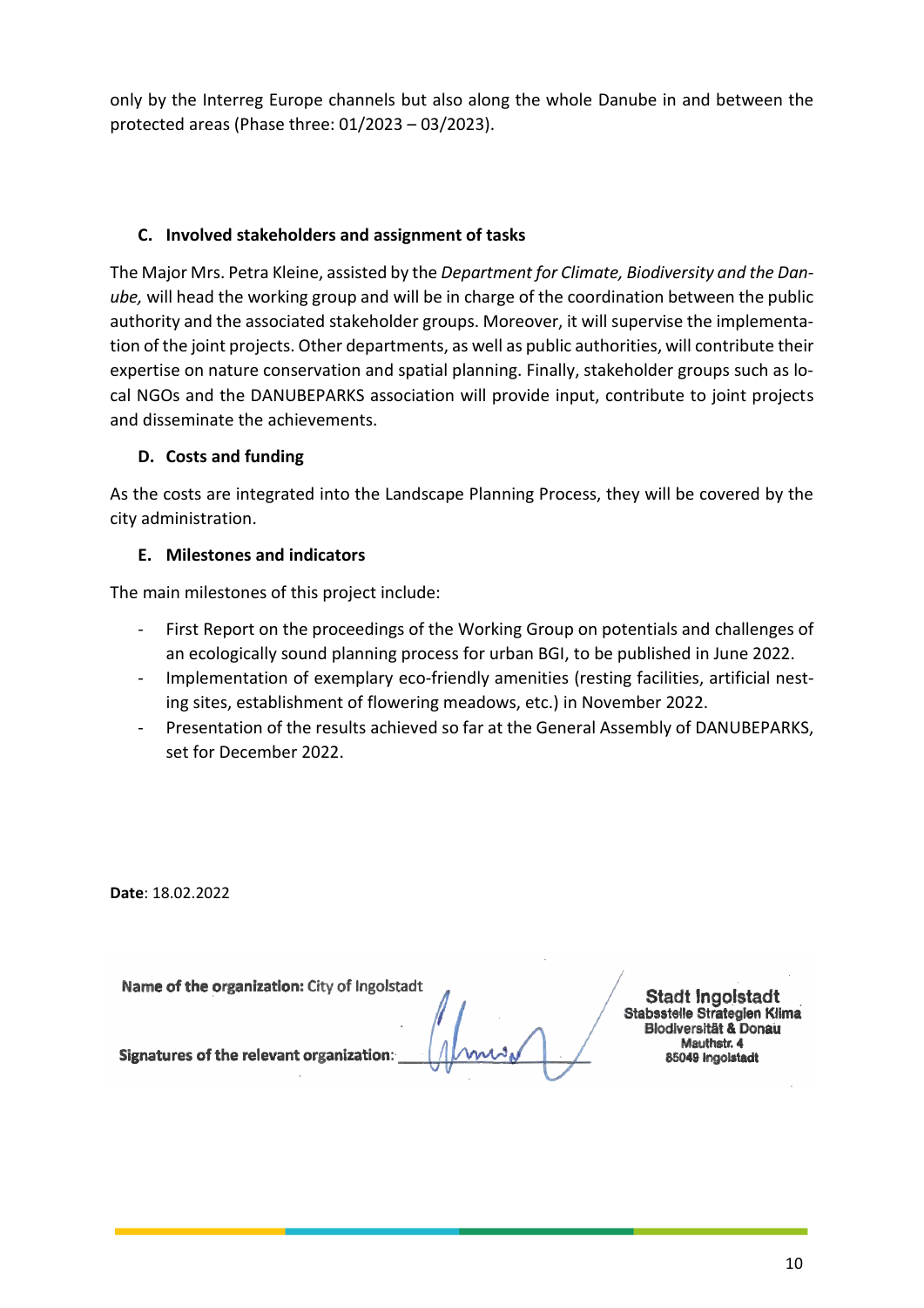only by the Interreg Europe channels but also along the whole Danube in and between the protected areas (Phase three: 01/2023 – 03/2023).

### C. Involved stakeholders and assignment of tasks

The Major Mrs. Petra Kleine, assisted by the *Department for Climate, Biodiversity and the Danube,* will head the working group and will be in charge of the coordination between the public authority and the associated stakeholder groups. Moreover, it will supervise the implementation of the joint projects. Other departments, as well as public authorities, will contribute their expertise on nature conservation and spatial planning. Finally, stakeholder groups such as local NGOs and the DANUBEPARKS association will provide input, contribute to joint projects and disseminate the achievements.

### D. Costs and funding

As the costs are integrated into the Landscape Planning Process, they will be covered by the city administration.

### E. Milestones and indicators

The main milestones of this project include:

- First Report on the proceedings of the Working Group on potentials and challenges of an ecologically sound planning process for urban BGI, to be published in June 2022.
- Implementation of exemplary eco-friendly amenities (resting facilities, artificial nesting sites, establishment of flowering meadows, etc.) in November 2022.
- Presentation of the results achieved so far at the General Assembly of DANUBEPARKS, set for December 2022.

**Date**: 18.02.2022

**Name of the organization:** City of Ingolstadt

**Signatures of the relevant organization:** ____________

Stadt Ingolstadt
Stabsstelle Strategien Klima
Biodiversität & Donau
Mauthstr. 4
85049 Ingolstadt